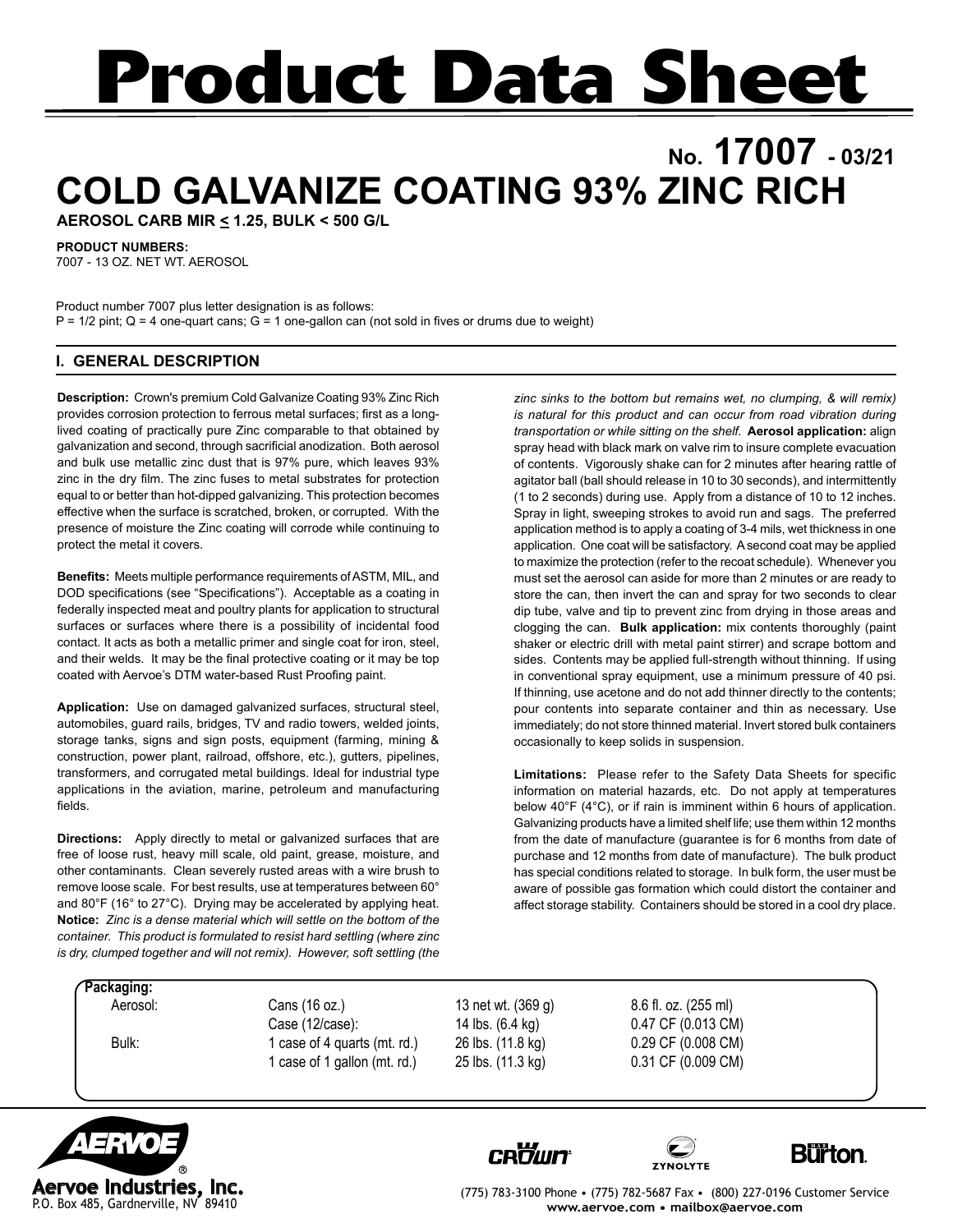# Product Data Sheet

## No. 17007 - 03/21

# COLD GALVANIZE COATING 93% ZINC RICH

**AEROSOL CARB MIR ≤ 1.25, BULK < 500 G/L**

**PRODUCT NUMBERS:**
7007 - 13 OZ. NET WT. AEROSOL

Product number 7007 plus letter designation is as follows:
P = 1/2 pint; Q = 4 one-quart cans; G = 1 one-gallon can (not sold in fives or drums due to weight)

## I. GENERAL DESCRIPTION

**Description:** Crown's premium Cold Galvanize Coating 93% Zinc Rich provides corrosion protection to ferrous metal surfaces; first as a long-lived coating of practically pure Zinc comparable to that obtained by galvanization and second, through sacrificial anodization. Both aerosol and bulk use metallic zinc dust that is 97% pure, which leaves 93% zinc in the dry film. The zinc fuses to metal substrates for protection equal to or better than hot-dipped galvanizing. This protection becomes effective when the surface is scratched, broken, or corrupted. With the presence of moisture the Zinc coating will corrode while continuing to protect the metal it covers.

**Benefits:** Meets multiple performance requirements of ASTM, MIL, and DOD specifications (see "Specifications"). Acceptable as a coating in federally inspected meat and poultry plants for application to structural surfaces or surfaces where there is a possibility of incidental food contact. It acts as both a metallic primer and single coat for iron, steel, and their welds. It may be the final protective coating or it may be top coated with Aervoe's DTM water-based Rust Proofing paint.

**Application:** Use on damaged galvanized surfaces, structural steel, automobiles, guard rails, bridges, TV and radio towers, welded joints, storage tanks, signs and sign posts, equipment (farming, mining & construction, power plant, railroad, offshore, etc.), gutters, pipelines, transformers, and corrugated metal buildings. Ideal for industrial type applications in the aviation, marine, petroleum and manufacturing fields.

**Directions:** Apply directly to metal or galvanized surfaces that are free of loose rust, heavy mill scale, old paint, grease, moisture, and other contaminants. Clean severely rusted areas with a wire brush to remove loose scale. For best results, use at temperatures between 60° and 80°F (16° to 27°C). Drying may be accelerated by applying heat. **Notice:** *Zinc is a dense material which will settle on the bottom of the container. This product is formulated to resist hard settling (where zinc is dry, clumped together and will not remix). However, soft settling (the zinc sinks to the bottom but remains wet, no clumping, & will remix) is natural for this product and can occur from road vibration during transportation or while sitting on the shelf.* **Aerosol application:** align spray head with black mark on valve rim to insure complete evacuation of contents. Vigorously shake can for 2 minutes after hearing rattle of agitator ball (ball should release in 10 to 30 seconds), and intermittently (1 to 2 seconds) during use. Apply from a distance of 10 to 12 inches. Spray in light, sweeping strokes to avoid run and sags. The preferred application method is to apply a coating of 3-4 mils, wet thickness in one application. One coat will be satisfactory. A second coat may be applied to maximize the protection (refer to the recoat schedule). Whenever you must set the aerosol can aside for more than 2 minutes or are ready to store the can, then invert the can and spray for two seconds to clear dip tube, valve and tip to prevent zinc from drying in those areas and clogging the can. **Bulk application:** mix contents thoroughly (paint shaker or electric drill with metal paint stirrer) and scrape bottom and sides. Contents may be applied full-strength without thinning. If using in conventional spray equipment, use a minimum pressure of 40 psi. If thinning, use acetone and do not add thinner directly to the contents; pour contents into separate container and thin as necessary. Use immediately; do not store thinned material. Invert stored bulk containers occasionally to keep solids in suspension.

**Limitations:** Please refer to the Safety Data Sheets for specific information on material hazards, etc. Do not apply at temperatures below 40°F (4°C), or if rain is imminent within 6 hours of application. Galvanizing products have a limited shelf life; use them within 12 months from the date of manufacture (guarantee is for 6 months from date of purchase and 12 months from date of manufacture). The bulk product has special conditions related to storage. In bulk form, the user must be aware of possible gas formation which could distort the container and affect storage stability. Containers should be stored in a cool dry place.

**Packaging:**

| | | | |
|---|---|---|---|
| Aerosol: | Cans (16 oz.) | 13 net wt. (369 g) | 8.6 fl. oz. (255 ml) |
| | Case (12/case): | 14 lbs. (6.4 kg) | 0.47 CF (0.013 CM) |
| Bulk: | 1 case of 4 quarts (mt. rd.) | 26 lbs. (11.8 kg) | 0.29 CF (0.008 CM) |
| | 1 case of 1 gallon (mt. rd.) | 25 lbs. (11.3 kg) | 0.31 CF (0.009 CM) |

Aervoe Industries, Inc.
P.O. Box 485, Gardnerville, NV 89410

(775) 783-3100 Phone • (775) 782-5687 Fax • (800) 227-0196 Customer Service
www.aervoe.com • mailbox@aervoe.com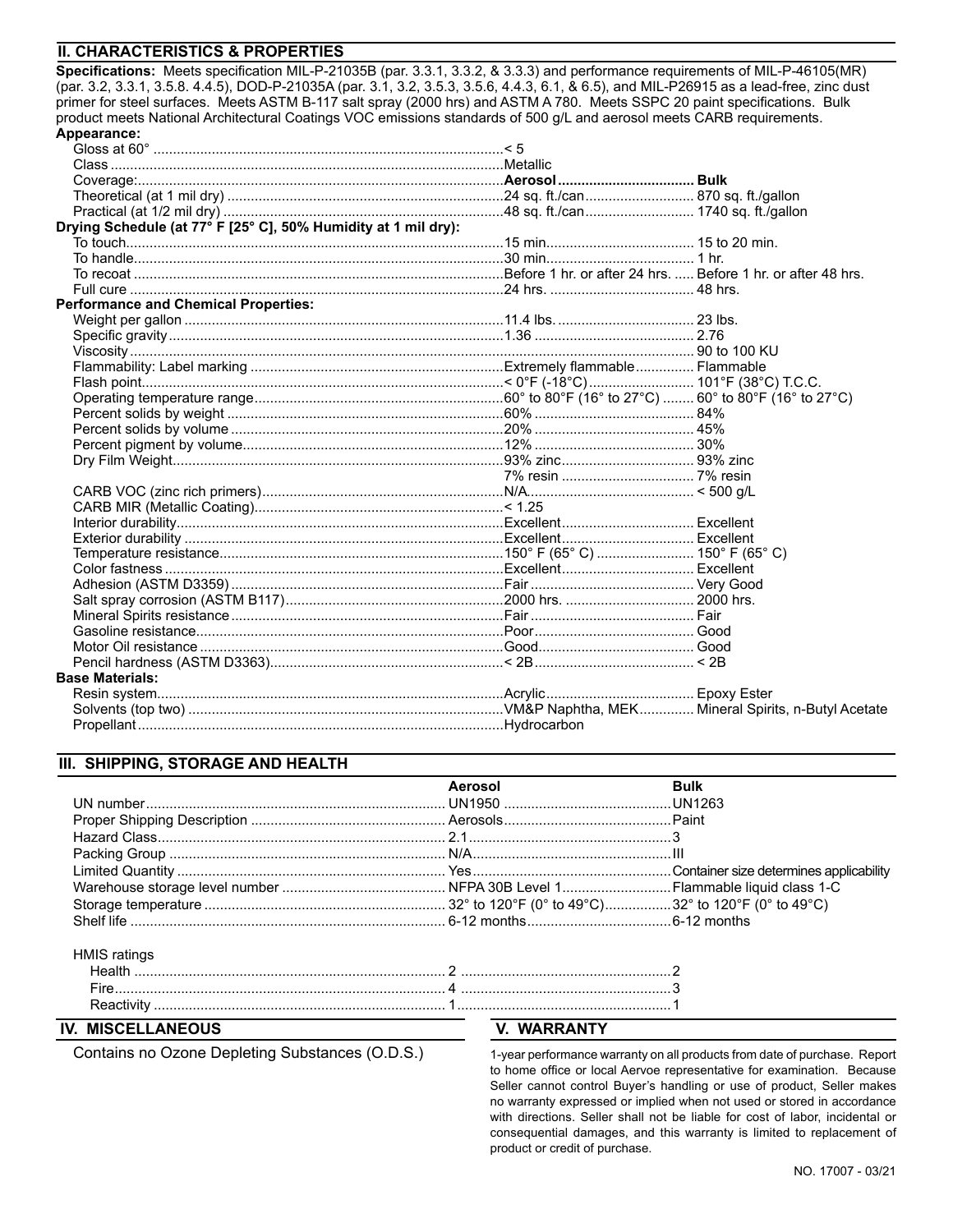## II. CHARACTERISTICS & PROPERTIES

**Specifications:** Meets specification MIL-P-21035B (par. 3.3.1, 3.3.2, & 3.3.3) and performance requirements of MIL-P-46105(MR) (par. 3.2, 3.3.1, 3.5.8. 4.4.5), DOD-P-21035A (par. 3.1, 3.2, 3.5.3, 3.5.6, 4.4.3, 6.1, & 6.5), and MIL-P26915 as a lead-free, zinc dust primer for steel surfaces. Meets ASTM B-117 salt spray (2000 hrs) and ASTM A 780. Meets SSPC 20 paint specifications. Bulk product meets National Architectural Coatings VOC emissions standards of 500 g/L and aerosol meets CARB requirements.

| | | |
|---|---|---|
| **Appearance:** | | |
| Gloss at 60° | < 5 | |
| Class | Metallic | |
| Coverage: | **Aerosol** | **Bulk** |
| Theoretical (at 1 mil dry) | 24 sq. ft./can | 870 sq. ft./gallon |
| Practical (at 1/2 mil dry) | 48 sq. ft./can | 1740 sq. ft./gallon |
| **Drying Schedule (at 77° F [25° C], 50% Humidity at 1 mil dry):** | | |
| To touch | 15 min. | 15 to 20 min. |
| To handle | 30 min. | 1 hr. |
| To recoat | Before 1 hr. or after 24 hrs. | Before 1 hr. or after 48 hrs. |
| Full cure | 24 hrs. | 48 hrs. |
| **Performance and Chemical Properties:** | | |
| Weight per gallon | 11.4 lbs. | 23 lbs. |
| Specific gravity | 1.36 | 2.76 |
| Viscosity | | 90 to 100 KU |
| Flammability: Label marking | Extremely flammable | Flammable |
| Flash point | < 0°F (-18°C) | 101°F (38°C) T.C.C. |
| Operating temperature range | 60° to 80°F (16° to 27°C) | 60° to 80°F (16° to 27°C) |
| Percent solids by weight | 60% | 84% |
| Percent solids by volume | 20% | 45% |
| Percent pigment by volume | 12% | 30% |
| Dry Film Weight | 93% zinc | 93% zinc |
| | 7% resin | 7% resin |
| CARB VOC (zinc rich primers) | N/A | < 500 g/L |
| CARB MIR (Metallic Coating) | < 1.25 | |
| Interior durability | Excellent | Excellent |
| Exterior durability | Excellent | Excellent |
| Temperature resistance | 150° F (65° C) | 150° F (65° C) |
| Color fastness | Excellent | Excellent |
| Adhesion (ASTM D3359) | Fair | Very Good |
| Salt spray corrosion (ASTM B117) | 2000 hrs. | 2000 hrs. |
| Mineral Spirits resistance | Fair | Fair |
| Gasoline resistance | Poor | Good |
| Motor Oil resistance | Good | Good |
| Pencil hardness (ASTM D3363) | < 2B | < 2B |
| **Base Materials:** | | |
| Resin system | Acrylic | Epoxy Ester |
| Solvents (top two) | VM&P Naphtha, MEK | Mineral Spirits, n-Butyl Acetate |
| Propellant | Hydrocarbon | |

## III. SHIPPING, STORAGE AND HEALTH

| | **Aerosol** | **Bulk** |
|---|---|---|
| UN number | UN1950 | UN1263 |
| Proper Shipping Description | Aerosols | Paint |
| Hazard Class | 2.1 | 3 |
| Packing Group | N/A | III |
| Limited Quantity | Yes | Container size determines applicability |
| Warehouse storage level number | NFPA 30B Level 1 | Flammable liquid class 1-C |
| Storage temperature | 32° to 120°F (0° to 49°C) | 32° to 120°F (0° to 49°C) |
| Shelf life | 6-12 months | 6-12 months |
| HMIS ratings | | |
| Health | 2 | 2 |
| Fire | 4 | 3 |
| Reactivity | 1 | 1 |

## IV. MISCELLANEOUS

Contains no Ozone Depleting Substances (O.D.S.)

## V. WARRANTY

1-year performance warranty on all products from date of purchase. Report to home office or local Aervoe representative for examination. Because Seller cannot control Buyer's handling or use of product, Seller makes no warranty expressed or implied when not used or stored in accordance with directions. Seller shall not be liable for cost of labor, incidental or consequential damages, and this warranty is limited to replacement of product or credit of purchase.

NO. 17007 - 03/21